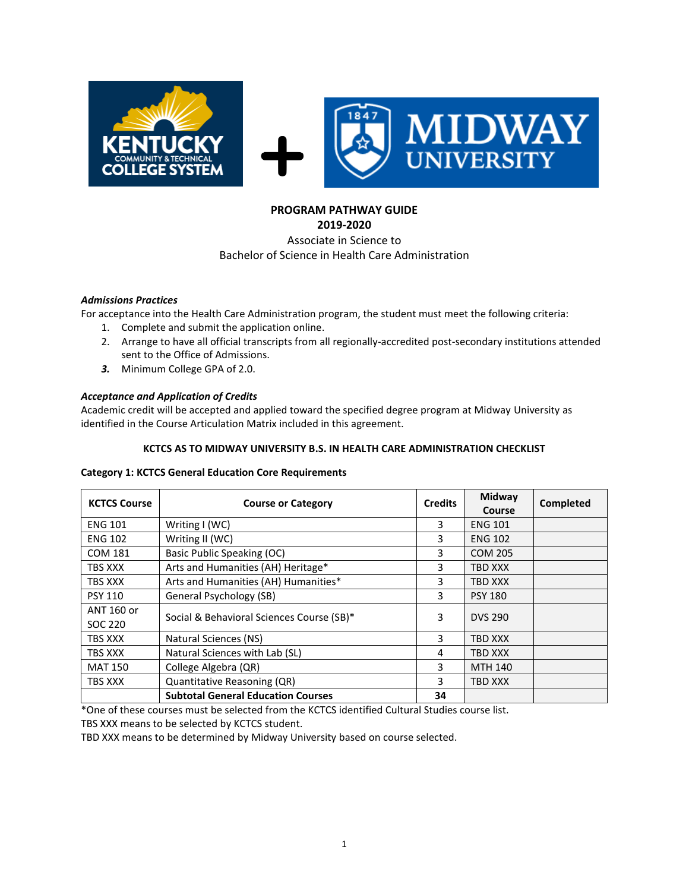**PROGRAM PATHWAY GUIDE**
**2019-2020**
Associate in Science to
Bachelor of Science in Health Care Administration

***Admissions Practices***

For acceptance into the Health Care Administration program, the student must meet the following criteria:

1. Complete and submit the application online.
2. Arrange to have all official transcripts from all regionally-accredited post-secondary institutions attended sent to the Office of Admissions.
3. Minimum College GPA of 2.0.

***Acceptance and Application of Credits***

Academic credit will be accepted and applied toward the specified degree program at Midway University as identified in the Course Articulation Matrix included in this agreement.

**KCTCS AS TO MIDWAY UNIVERSITY B.S. IN HEALTH CARE ADMINISTRATION CHECKLIST**

**Category 1: KCTCS General Education Core Requirements**

| KCTCS Course | Course or Category | Credits | Midway Course | Completed |
|---|---|---|---|---|
| ENG 101 | Writing I (WC) | 3 | ENG 101 | |
| ENG 102 | Writing II (WC) | 3 | ENG 102 | |
| COM 181 | Basic Public Speaking (OC) | 3 | COM 205 | |
| TBS XXX | Arts and Humanities (AH) Heritage* | 3 | TBD XXX | |
| TBS XXX | Arts and Humanities (AH) Humanities* | 3 | TBD XXX | |
| PSY 110 | General Psychology (SB) | 3 | PSY 180 | |
| ANT 160 or SOC 220 | Social & Behavioral Sciences Course (SB)* | 3 | DVS 290 | |
| TBS XXX | Natural Sciences (NS) | 3 | TBD XXX | |
| TBS XXX | Natural Sciences with Lab (SL) | 4 | TBD XXX | |
| MAT 150 | College Algebra (QR) | 3 | MTH 140 | |
| TBS XXX | Quantitative Reasoning (QR) | 3 | TBD XXX | |
| | **Subtotal General Education Courses** | **34** | | |

*One of these courses must be selected from the KCTCS identified Cultural Studies course list.
TBS XXX means to be selected by KCTCS student.
TBD XXX means to be determined by Midway University based on course selected.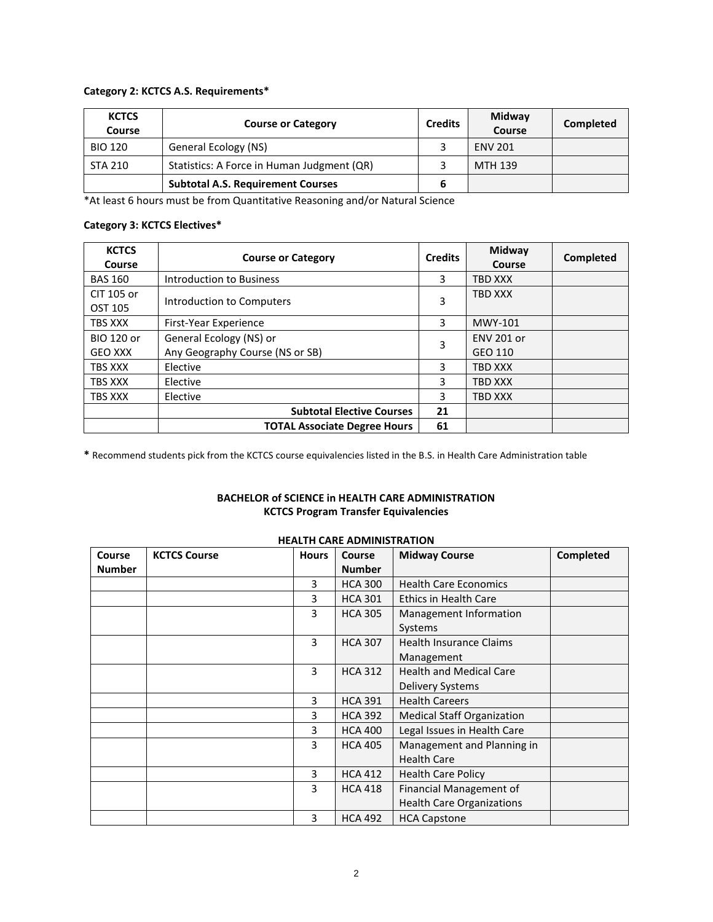**Category 2: KCTCS A.S. Requirements***

| KCTCS Course | Course or Category | Credits | Midway Course | Completed |
|---|---|---|---|---|
| BIO 120 | General Ecology (NS) | 3 | ENV 201 | |
| STA 210 | Statistics: A Force in Human Judgment (QR) | 3 | MTH 139 | |
| | **Subtotal A.S. Requirement Courses** | **6** | | |

*At least 6 hours must be from Quantitative Reasoning and/or Natural Science

**Category 3: KCTCS Electives***

| KCTCS Course | Course or Category | Credits | Midway Course | Completed |
|---|---|---|---|---|
| BAS 160 | Introduction to Business | 3 | TBD XXX | |
| CIT 105 or OST 105 | Introduction to Computers | 3 | TBD XXX | |
| TBS XXX | First-Year Experience | 3 | MWY-101 | |
| BIO 120 or GEO XXX | General Ecology (NS) or Any Geography Course (NS or SB) | 3 | ENV 201 or GEO 110 | |
| TBS XXX | Elective | 3 | TBD XXX | |
| TBS XXX | Elective | 3 | TBD XXX | |
| TBS XXX | Elective | 3 | TBD XXX | |
| | **Subtotal Elective Courses** | **21** | | |
| | **TOTAL Associate Degree Hours** | **61** | | |

**\*** Recommend students pick from the KCTCS course equivalencies listed in the B.S. in Health Care Administration table

## BACHELOR of SCIENCE in HEALTH CARE ADMINISTRATION
### KCTCS Program Transfer Equivalencies

**HEALTH CARE ADMINISTRATION**

| Course Number | KCTCS Course | Hours | Course Number | Midway Course | Completed |
|---|---|---|---|---|---|
| | | 3 | HCA 300 | Health Care Economics | |
| | | 3 | HCA 301 | Ethics in Health Care | |
| | | 3 | HCA 305 | Management Information Systems | |
| | | 3 | HCA 307 | Health Insurance Claims Management | |
| | | 3 | HCA 312 | Health and Medical Care Delivery Systems | |
| | | 3 | HCA 391 | Health Careers | |
| | | 3 | HCA 392 | Medical Staff Organization | |
| | | 3 | HCA 400 | Legal Issues in Health Care | |
| | | 3 | HCA 405 | Management and Planning in Health Care | |
| | | 3 | HCA 412 | Health Care Policy | |
| | | 3 | HCA 418 | Financial Management of Health Care Organizations | |
| | | 3 | HCA 492 | HCA Capstone | |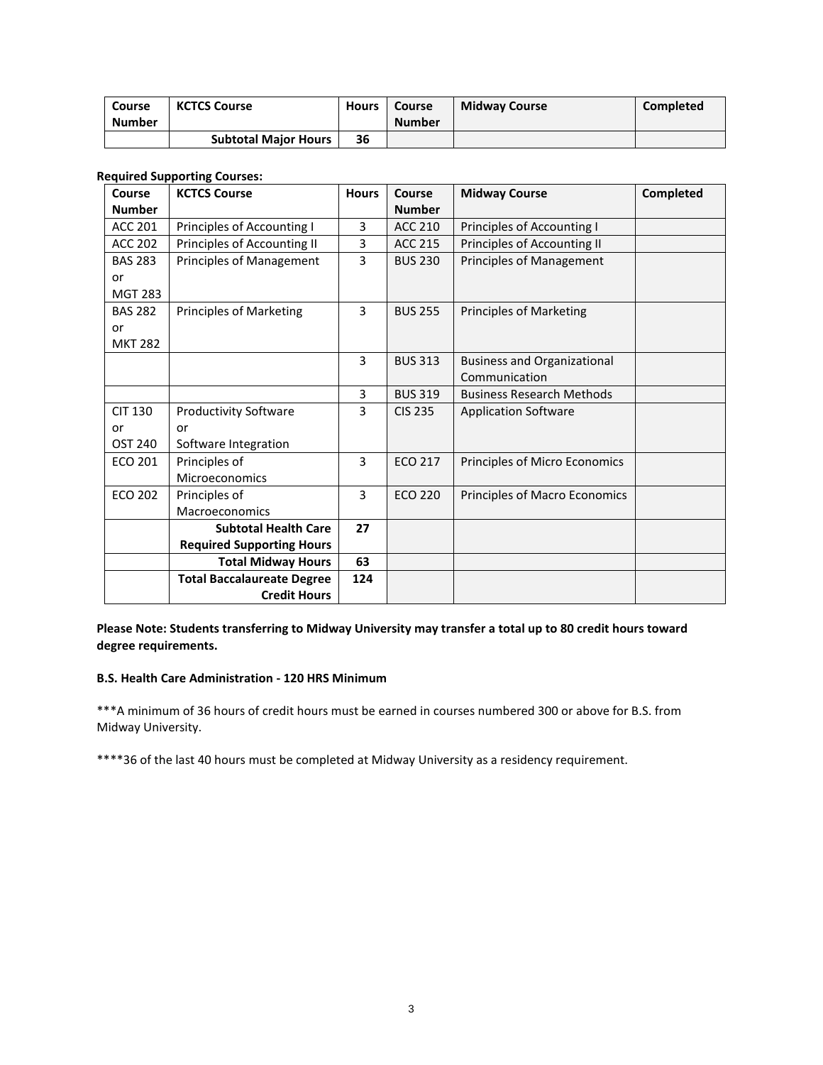| Course Number | KCTCS Course | Hours | Course Number | Midway Course | Completed |
|---|---|---|---|---|---|
| | **Subtotal Major Hours** | **36** | | | |

**Required Supporting Courses:**

| Course Number | KCTCS Course | Hours | Course Number | Midway Course | Completed |
|---|---|---|---|---|---|
| ACC 201 | Principles of Accounting I | 3 | ACC 210 | Principles of Accounting I | |
| ACC 202 | Principles of Accounting II | 3 | ACC 215 | Principles of Accounting II | |
| BAS 283 or MGT 283 | Principles of Management | 3 | BUS 230 | Principles of Management | |
| BAS 282 or MKT 282 | Principles of Marketing | 3 | BUS 255 | Principles of Marketing | |
| | | 3 | BUS 313 | Business and Organizational Communication | |
| | | 3 | BUS 319 | Business Research Methods | |
| CIT 130 or OST 240 | Productivity Software or Software Integration | 3 | CIS 235 | Application Software | |
| ECO 201 | Principles of Microeconomics | 3 | ECO 217 | Principles of Micro Economics | |
| ECO 202 | Principles of Macroeconomics | 3 | ECO 220 | Principles of Macro Economics | |
| | **Subtotal Health Care Required Supporting Hours** | **27** | | | |
| | **Total Midway Hours** | **63** | | | |
| | **Total Baccalaureate Degree Credit Hours** | **124** | | | |

**Please Note: Students transferring to Midway University may transfer a total up to 80 credit hours toward degree requirements.**

**B.S. Health Care Administration - 120 HRS Minimum**

***A minimum of 36 hours of credit hours must be earned in courses numbered 300 or above for B.S. from Midway University.

****36 of the last 40 hours must be completed at Midway University as a residency requirement.